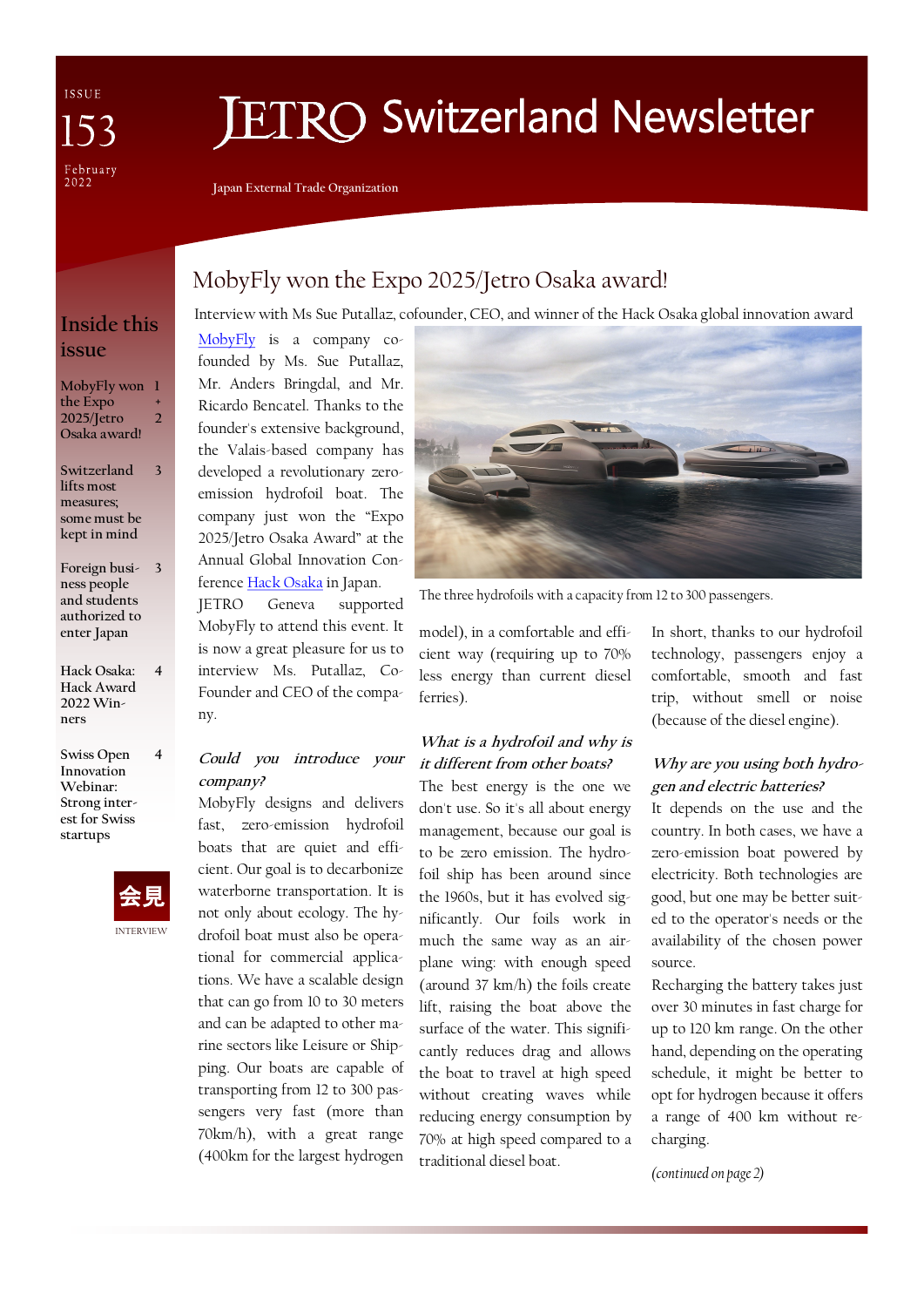# JETRO Switzerland Newsletter

ISSUE 153
February 2022

Japan External Trade Organization

## Inside this issue

- MobyFly won the Expo 2025/Jetro Osaka award! — 1 + 2
- Switzerland lifts most measures; some must be kept in mind — 3
- Foreign business people and students authorized to enter Japan — 3
- Hack Osaka: Hack Award 2022 Winners — 4
- Swiss Open Innovation Webinar: Strong interest for Swiss startups — 4

会見
INTERVIEW

## MobyFly won the Expo 2025/Jetro Osaka award!

Interview with Ms Sue Putallaz, cofounder, CEO, and winner of the Hack Osaka global innovation award

MobyFly is a company co-founded by Ms. Sue Putallaz, Mr. Anders Bringdal, and Mr. Ricardo Bencatel. Thanks to the founder's extensive background, the Valais-based company has developed a revolutionary zero-emission hydrofoil boat. The company just won the "Expo 2025/Jetro Osaka Award" at the Annual Global Innovation Conference Hack Osaka in Japan.

JETRO Geneva supported MobyFly to attend this event. It is now a great pleasure for us to interview Ms. Putallaz, Co-Founder and CEO of the company.

The three hydrofoils with a capacity from 12 to 300 passengers.

***Could you introduce your company?***

MobyFly designs and delivers fast, zero-emission hydrofoil boats that are quiet and efficient. Our goal is to decarbonize waterborne transportation. It is not only about ecology. The hydrofoil boat must also be operational for commercial applications. We have a scalable design that can go from 10 to 30 meters and can be adapted to other marine sectors like Leisure or Shipping. Our boats are capable of transporting from 12 to 300 passengers very fast (more than 70km/h), with a great range (400km for the largest hydrogen model), in a comfortable and efficient way (requiring up to 70% less energy than current diesel ferries).

***What is a hydrofoil and why is it different from other boats?***

The best energy is the one we don't use. So it's all about energy management, because our goal is to be zero emission. The hydrofoil ship has been around since the 1960s, but it has evolved significantly. Our foils work in much the same way as an airplane wing: with enough speed (around 37 km/h) the foils create lift, raising the boat above the surface of the water. This significantly reduces drag and allows the boat to travel at high speed without creating waves while reducing energy consumption by 70% at high speed compared to a traditional diesel boat.

In short, thanks to our hydrofoil technology, passengers enjoy a comfortable, smooth and fast trip, without smell or noise (because of the diesel engine).

***Why are you using both hydrogen and electric batteries?***

It depends on the use and the country. In both cases, we have a zero-emission boat powered by electricity. Both technologies are good, but one may be better suited to the operator's needs or the availability of the chosen power source.

Recharging the battery takes just over 30 minutes in fast charge for up to 120 km range. On the other hand, depending on the operating schedule, it might be better to opt for hydrogen because it offers a range of 400 km without recharging.

*(continued on page 2)*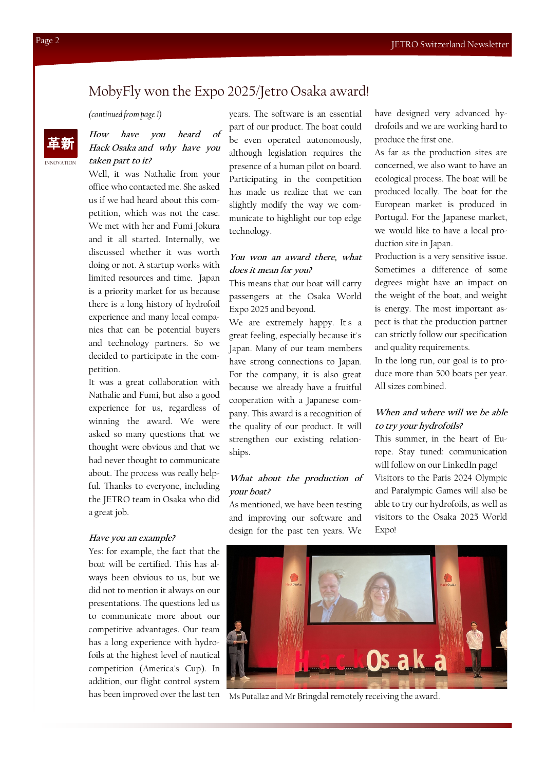# MobyFly won the Expo 2025/Jetro Osaka award!

*(continued from page 1)*

革新

INNOVATION

***How have you heard of Hack Osaka and why have you taken part to it?***

Well, it was Nathalie from your office who contacted me. She asked us if we had heard about this competition, which was not the case. We met with her and Fumi Jokura and it all started. Internally, we discussed whether it was worth doing or not. A startup works with limited resources and time. Japan is a priority market for us because there is a long history of hydrofoil experience and many local companies that can be potential buyers and technology partners. So we decided to participate in the competition.

It was a great collaboration with Nathalie and Fumi, but also a good experience for us, regardless of winning the award. We were asked so many questions that we thought were obvious and that we had never thought to communicate about. The process was really helpful. Thanks to everyone, including the JETRO team in Osaka who did a great job.

***Have you an example?***

Yes: for example, the fact that the boat will be certified. This has always been obvious to us, but we did not to mention it always on our presentations. The questions led us to communicate more about our competitive advantages. Our team has a long experience with hydrofoils at the highest level of nautical competition (America's Cup). In addition, our flight control system has been improved over the last ten years. The software is an essential part of our product. The boat could be even operated autonomously, although legislation requires the presence of a human pilot on board. Participating in the competition has made us realize that we can slightly modify the way we communicate to highlight our top edge technology.

***You won an award there, what does it mean for you?***

This means that our boat will carry passengers at the Osaka World Expo 2025 and beyond.

We are extremely happy. It's a great feeling, especially because it's Japan. Many of our team members have strong connections to Japan. For the company, it is also great because we already have a fruitful cooperation with a Japanese company. This award is a recognition of the quality of our product. It will strengthen our existing relationships.

***What about the production of your boat?***

As mentioned, we have been testing and improving our software and design for the past ten years. We have designed very advanced hydrofoils and we are working hard to produce the first one.

As far as the production sites are concerned, we also want to have an ecological process. The boat will be produced locally. The boat for the European market is produced in Portugal. For the Japanese market, we would like to have a local production site in Japan.

Production is a very sensitive issue. Sometimes a difference of some degrees might have an impact on the weight of the boat, and weight is energy. The most important aspect is that the production partner can strictly follow our specification and quality requirements.

In the long run, our goal is to produce more than 500 boats per year. All sizes combined.

***When and where will we be able to try your hydrofoils?***

This summer, in the heart of Europe. Stay tuned: communication will follow on our LinkedIn page!

Visitors to the Paris 2024 Olympic and Paralympic Games will also be able to try our hydrofoils, as well as visitors to the Osaka 2025 World Expo!

Ms Putallaz and Mr Bringdal remotely receiving the award.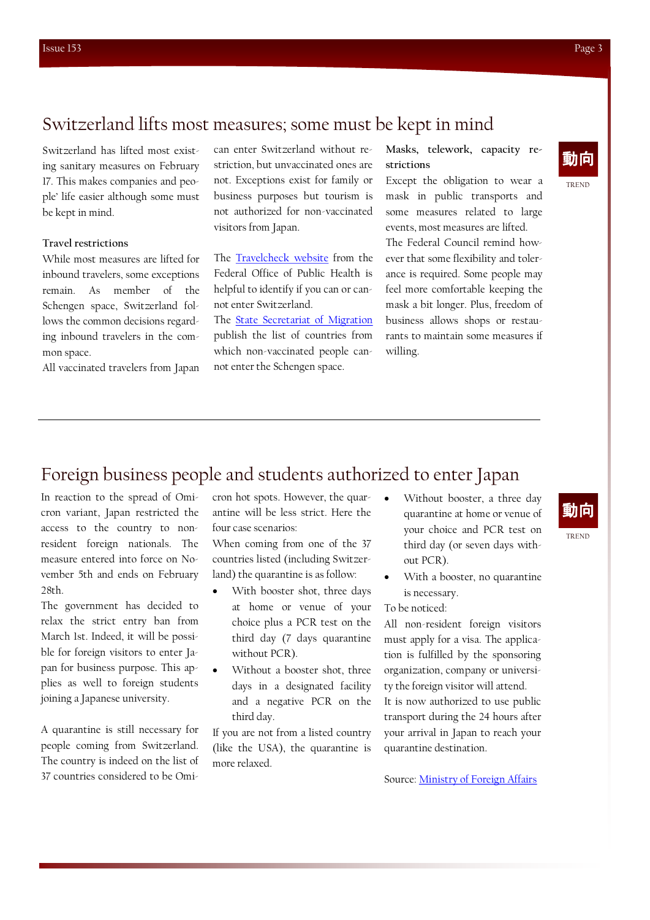# Switzerland lifts most measures; some must be kept in mind

動向

TREND

Switzerland has lifted most existing sanitary measures on February 17. This makes companies and people' life easier although some must be kept in mind.

### Travel restrictions

While most measures are lifted for inbound travelers, some exceptions remain. As member of the Schengen space, Switzerland follows the common decisions regarding inbound travelers in the common space.

All vaccinated travelers from Japan can enter Switzerland without restriction, but unvaccinated ones are not. Exceptions exist for family or business purposes but tourism is not authorized for non-vaccinated visitors from Japan.

The [Travelcheck website] from the Federal Office of Public Health is helpful to identify if you can or cannot enter Switzerland.

The [State Secretariat of Migration] publish the list of countries from which non-vaccinated people cannot enter the Schengen space.

### Masks, telework, capacity restrictions

Except the obligation to wear a mask in public transports and some measures related to large events, most measures are lifted.

The Federal Council remind however that some flexibility and tolerance is required. Some people may feel more comfortable keeping the mask a bit longer. Plus, freedom of business allows shops or restaurants to maintain some measures if willing.

# Foreign business people and students authorized to enter Japan

動向

TREND

In reaction to the spread of Omicron variant, Japan restricted the access to the country to non-resident foreign nationals. The measure entered into force on November 5th and ends on February 28th.

The government has decided to relax the strict entry ban from March 1st. Indeed, it will be possible for foreign visitors to enter Japan for business purpose. This applies as well to foreign students joining a Japanese university.

A quarantine is still necessary for people coming from Switzerland. The country is indeed on the list of 37 countries considered to be Omicron hot spots. However, the quarantine will be less strict. Here the four case scenarios:

When coming from one of the 37 countries listed (including Switzerland) the quarantine is as follow:

- With booster shot, three days at home or venue of your choice plus a PCR test on the third day (7 days quarantine without PCR).
- Without a booster shot, three days in a designated facility and a negative PCR on the third day.

If you are not from a listed country (like the USA), the quarantine is more relaxed.

- Without booster, a three day quarantine at home or venue of your choice and PCR test on third day (or seven days without PCR).
- With a booster, no quarantine is necessary.

To be noticed:

All non-resident foreign visitors must apply for a visa. The application is fulfilled by the sponsoring organization, company or university the foreign visitor will attend.

It is now authorized to use public transport during the 24 hours after your arrival in Japan to reach your quarantine destination.

Source: [Ministry of Foreign Affairs]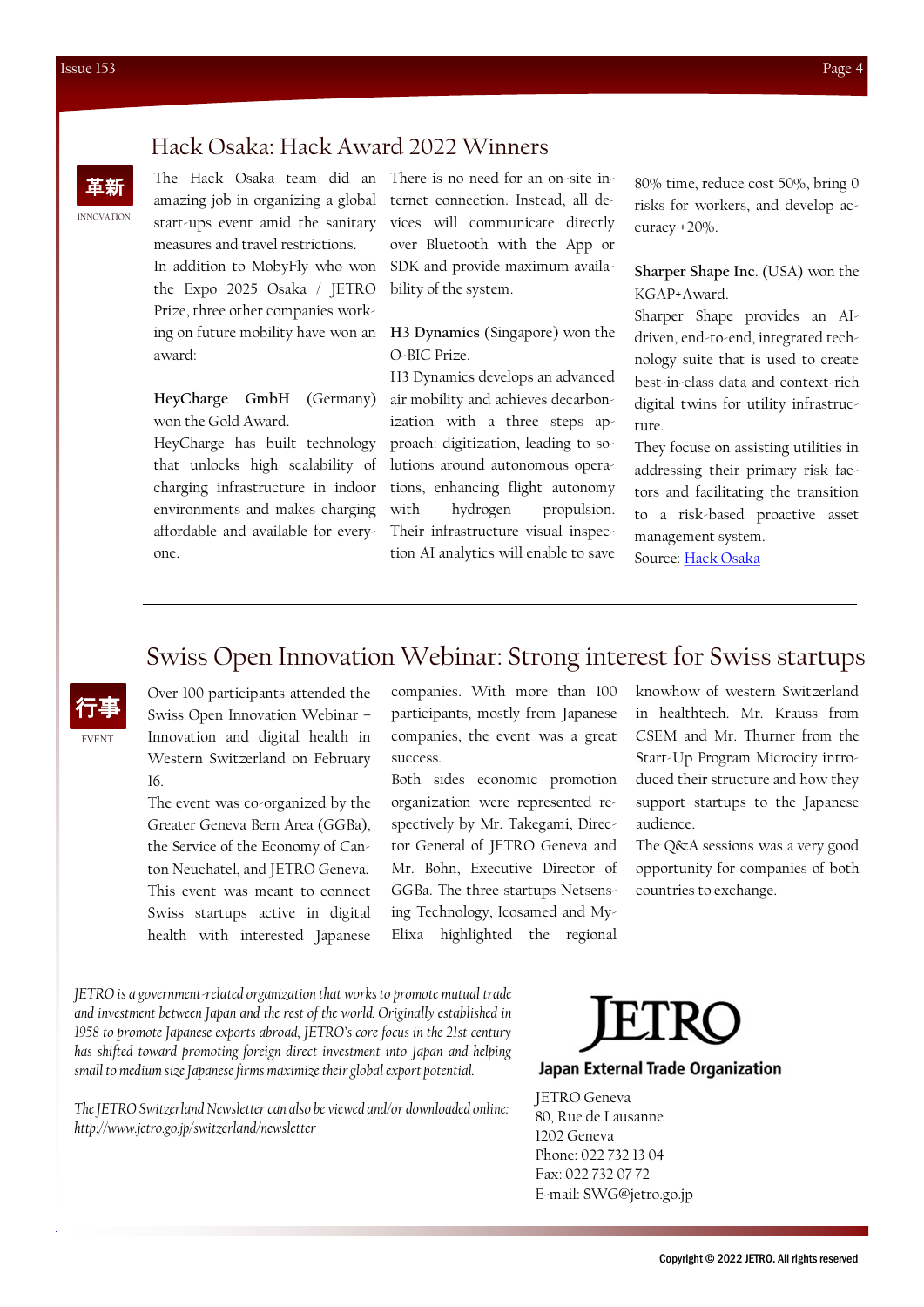## Hack Osaka: Hack Award 2022 Winners

革新

INNOVATION

The Hack Osaka team did an amazing job in organizing a global start-ups event amid the sanitary measures and travel restrictions.
In addition to MobyFly who won the Expo 2025 Osaka / JETRO Prize, three other companies working on future mobility have won an award:

**HeyCharge GmbH** (Germany) won the Gold Award.
HeyCharge has built technology that unlocks high scalability of charging infrastructure in indoor environments and makes charging affordable and available for everyone. There is no need for an on-site internet connection. Instead, all devices will communicate directly over Bluetooth with the App or SDK and provide maximum availability of the system.

**H3 Dynamics** (Singapore) won the O-BIC Prize.
H3 Dynamics develops an advanced air mobility and achieves decarbonization with a three steps approach: digitization, leading to solutions around autonomous operations, enhancing flight autonomy with hydrogen propulsion. Their infrastructure visual inspection AI analytics will enable to save 80% time, reduce cost 50%, bring 0 risks for workers, and develop accuracy +20%.

**Sharper Shape Inc.** (USA) won the KGAP+Award.
Sharper Shape provides an AI-driven, end-to-end, integrated technology suite that is used to create best-in-class data and context-rich digital twins for utility infrastructure.
They focuse on assisting utilities in addressing their primary risk factors and facilitating the transition to a risk-based proactive asset management system.
Source: Hack Osaka

---

## Swiss Open Innovation Webinar: Strong interest for Swiss startups

行事

EVENT

Over 100 participants attended the Swiss Open Innovation Webinar – Innovation and digital health in Western Switzerland on February 16.
The event was co-organized by the Greater Geneva Bern Area (GGBa), the Service of the Economy of Canton Neuchatel, and JETRO Geneva.
This event was meant to connect Swiss startups active in digital health with interested Japanese companies. With more than 100 participants, mostly from Japanese companies, the event was a great success.
Both sides economic promotion organization were represented respectively by Mr. Takegami, Director General of JETRO Geneva and Mr. Bohn, Executive Director of GGBa. The three startups Netsensing Technology, Icosamed and My-Elixa highlighted the regional knowhow of western Switzerland in healthtech. Mr. Krauss from CSEM and Mr. Thurner from the Start-Up Program Microcity introduced their structure and how they support startups to the Japanese audience.
The Q&A sessions was a very good opportunity for companies of both countries to exchange.

*JETRO is a government-related organization that works to promote mutual trade and investment between Japan and the rest of the world. Originally established in 1958 to promote Japanese exports abroad, JETRO's core focus in the 21st century has shifted toward promoting foreign direct investment into Japan and helping small to medium size Japanese firms maximize their global export potential.*

*The JETRO Switzerland Newsletter can also be viewed and/or downloaded online: http://www.jetro.go.jp/switzerland/newsletter*

JETRO
Japan External Trade Organization

JETRO Geneva
80, Rue de Lausanne
1202 Geneva
Phone: 022 732 13 04
Fax: 022 732 07 72
E-mail: SWG@jetro.go.jp

Copyright © 2022 JETRO. All rights reserved